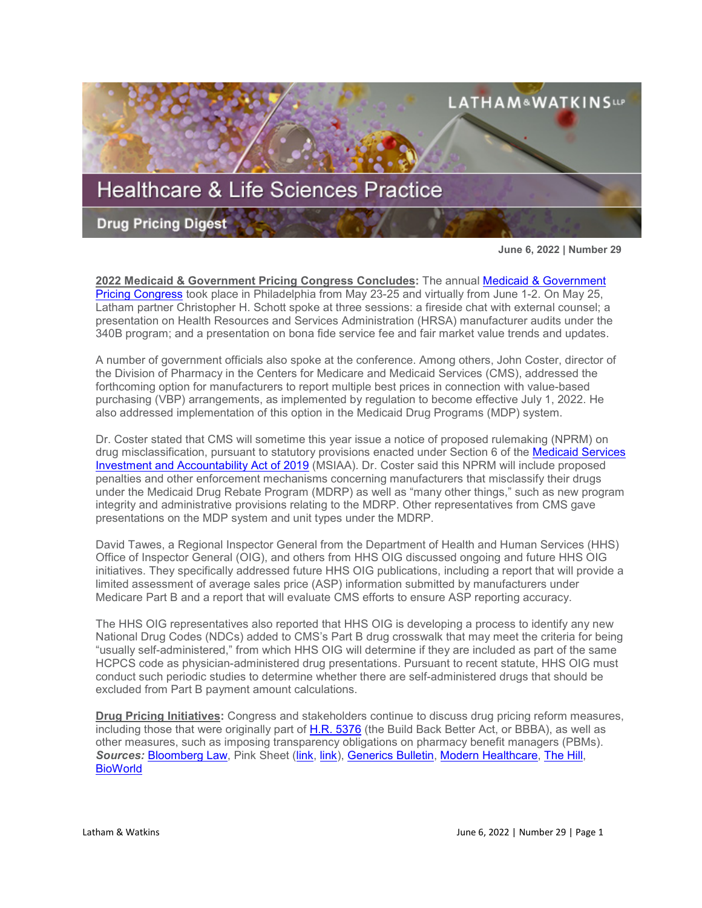# Healthcare & Life Sciences Practice

## Drug Pricing Digest

**June 6, 2022 | Number 29**

**2022 Medicaid & Government Pricing Congress Concludes:** The annual Medicaid & Government Pricing Congress took place in Philadelphia from May 23-25 and virtually from June 1-2. On May 25, Latham partner Christopher H. Schott spoke at three sessions: a fireside chat with external counsel; a presentation on Health Resources and Services Administration (HRSA) manufacturer audits under the 340B program; and a presentation on bona fide service fee and fair market value trends and updates.

A number of government officials also spoke at the conference. Among others, John Coster, director of the Division of Pharmacy in the Centers for Medicare and Medicaid Services (CMS), addressed the forthcoming option for manufacturers to report multiple best prices in connection with value-based purchasing (VBP) arrangements, as implemented by regulation to become effective July 1, 2022. He also addressed implementation of this option in the Medicaid Drug Programs (MDP) system.

Dr. Coster stated that CMS will sometime this year issue a notice of proposed rulemaking (NPRM) on drug misclassification, pursuant to statutory provisions enacted under Section 6 of the Medicaid Services Investment and Accountability Act of 2019 (MSIAA). Dr. Coster said this NPRM will include proposed penalties and other enforcement mechanisms concerning manufacturers that misclassify their drugs under the Medicaid Drug Rebate Program (MDRP) as well as "many other things," such as new program integrity and administrative provisions relating to the MDRP. Other representatives from CMS gave presentations on the MDP system and unit types under the MDRP.

David Tawes, a Regional Inspector General from the Department of Health and Human Services (HHS) Office of Inspector General (OIG), and others from HHS OIG discussed ongoing and future HHS OIG initiatives. They specifically addressed future HHS OIG publications, including a report that will provide a limited assessment of average sales price (ASP) information submitted by manufacturers under Medicare Part B and a report that will evaluate CMS efforts to ensure ASP reporting accuracy.

The HHS OIG representatives also reported that HHS OIG is developing a process to identify any new National Drug Codes (NDCs) added to CMS's Part B drug crosswalk that may meet the criteria for being "usually self-administered," from which HHS OIG will determine if they are included as part of the same HCPCS code as physician-administered drug presentations. Pursuant to recent statute, HHS OIG must conduct such periodic studies to determine whether there are self-administered drugs that should be excluded from Part B payment amount calculations.

**Drug Pricing Initiatives:** Congress and stakeholders continue to discuss drug pricing reform measures, including those that were originally part of H.R. 5376 (the Build Back Better Act, or BBBA), as well as other measures, such as imposing transparency obligations on pharmacy benefit managers (PBMs). ***Sources:*** Bloomberg Law, Pink Sheet (link, link), Generics Bulletin, Modern Healthcare, The Hill, BioWorld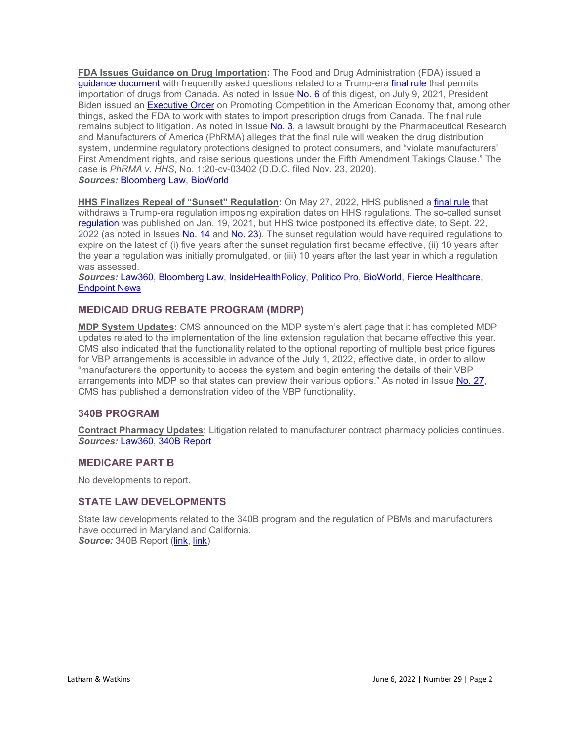**FDA Issues Guidance on Drug Importation:** The Food and Drug Administration (FDA) issued a guidance document with frequently asked questions related to a Trump-era final rule that permits importation of drugs from Canada. As noted in Issue No. 6 of this digest, on July 9, 2021, President Biden issued an Executive Order on Promoting Competition in the American Economy that, among other things, asked the FDA to work with states to import prescription drugs from Canada. The final rule remains subject to litigation. As noted in Issue No. 3, a lawsuit brought by the Pharmaceutical Research and Manufacturers of America (PhRMA) alleges that the final rule will weaken the drug distribution system, undermine regulatory protections designed to protect consumers, and "violate manufacturers' First Amendment rights, and raise serious questions under the Fifth Amendment Takings Clause." The case is *PhRMA v. HHS*, No. 1:20-cv-03402 (D.D.C. filed Nov. 23, 2020).
***Sources:*** Bloomberg Law, BioWorld

**HHS Finalizes Repeal of "Sunset" Regulation:** On May 27, 2022, HHS published a final rule that withdraws a Trump-era regulation imposing expiration dates on HHS regulations. The so-called sunset regulation was published on Jan. 19, 2021, but HHS twice postponed its effective date, to Sept. 22, 2022 (as noted in Issues No. 14 and No. 23). The sunset regulation would have required regulations to expire on the latest of (i) five years after the sunset regulation first became effective, (ii) 10 years after the year a regulation was initially promulgated, or (iii) 10 years after the last year in which a regulation was assessed.
***Sources:*** Law360, Bloomberg Law, InsideHealthPolicy, Politico Pro, BioWorld, Fierce Healthcare, Endpoint News

## MEDICAID DRUG REBATE PROGRAM (MDRP)

**MDP System Updates:** CMS announced on the MDP system's alert page that it has completed MDP updates related to the implementation of the line extension regulation that became effective this year. CMS also indicated that the functionality related to the optional reporting of multiple best price figures for VBP arrangements is accessible in advance of the July 1, 2022, effective date, in order to allow "manufacturers the opportunity to access the system and begin entering the details of their VBP arrangements into MDP so that states can preview their various options." As noted in Issue No. 27, CMS has published a demonstration video of the VBP functionality.

## 340B PROGRAM

**Contract Pharmacy Updates:** Litigation related to manufacturer contract pharmacy policies continues.
***Sources:*** Law360, 340B Report

## MEDICARE PART B

No developments to report.

## STATE LAW DEVELOPMENTS

State law developments related to the 340B program and the regulation of PBMs and manufacturers have occurred in Maryland and California.
***Source:*** 340B Report (link, link)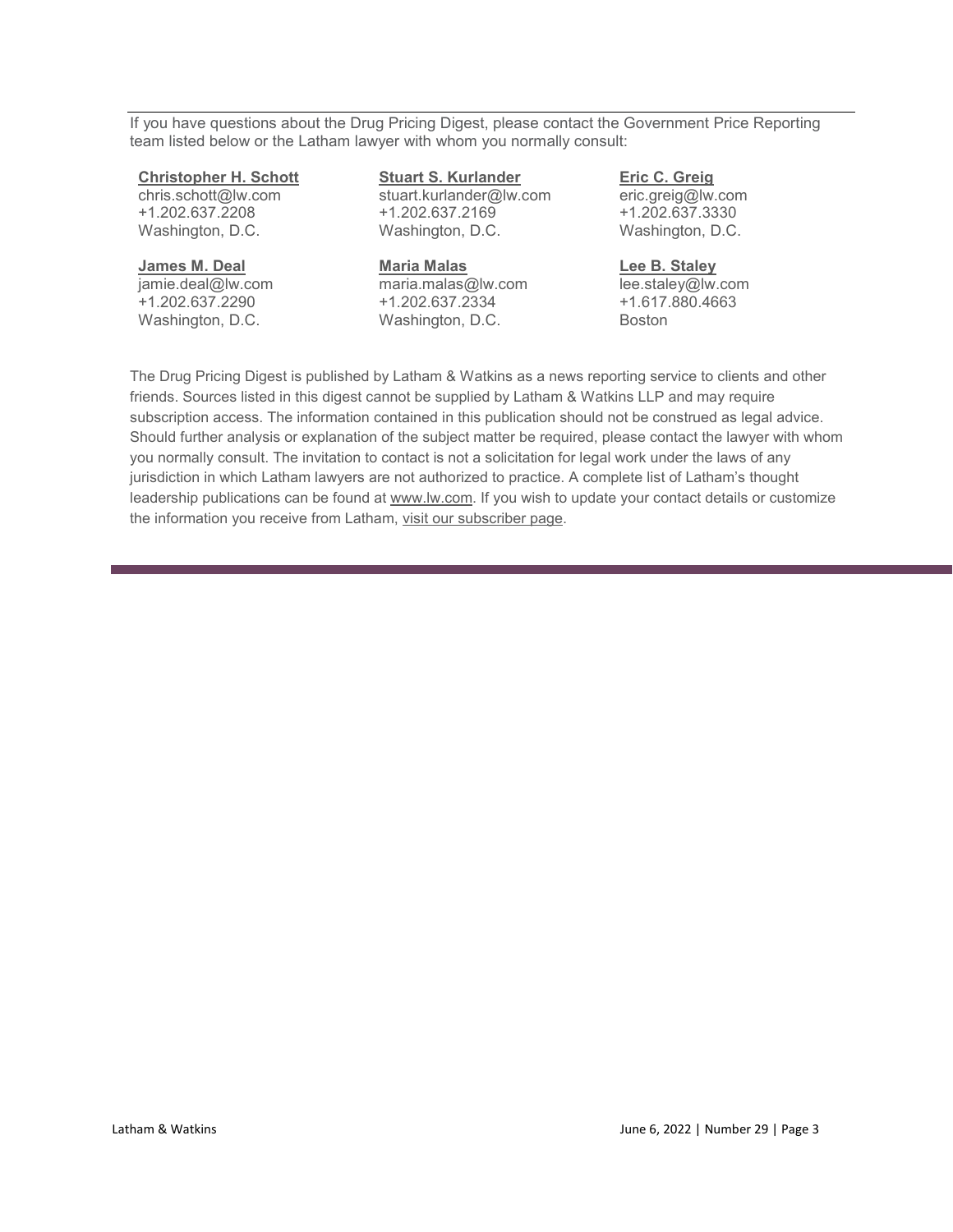If you have questions about the Drug Pricing Digest, please contact the Government Price Reporting team listed below or the Latham lawyer with whom you normally consult:

**Christopher H. Schott**
chris.schott@lw.com
+1.202.637.2208
Washington, D.C.

**Stuart S. Kurlander**
stuart.kurlander@lw.com
+1.202.637.2169
Washington, D.C.

**Eric C. Greig**
eric.greig@lw.com
+1.202.637.3330
Washington, D.C.

**James M. Deal**
jamie.deal@lw.com
+1.202.637.2290
Washington, D.C.

**Maria Malas**
maria.malas@lw.com
+1.202.637.2334
Washington, D.C.

**Lee B. Staley**
lee.staley@lw.com
+1.617.880.4663
Boston

The Drug Pricing Digest is published by Latham & Watkins as a news reporting service to clients and other friends. Sources listed in this digest cannot be supplied by Latham & Watkins LLP and may require subscription access. The information contained in this publication should not be construed as legal advice. Should further analysis or explanation of the subject matter be required, please contact the lawyer with whom you normally consult. The invitation to contact is not a solicitation for legal work under the laws of any jurisdiction in which Latham lawyers are not authorized to practice. A complete list of Latham's thought leadership publications can be found at www.lw.com. If you wish to update your contact details or customize the information you receive from Latham, visit our subscriber page.